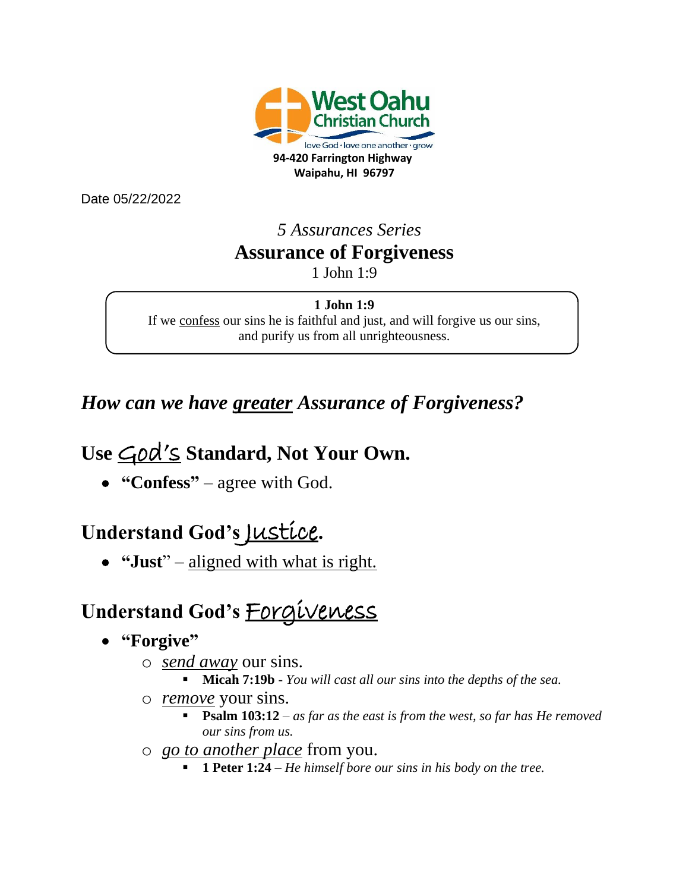West Oahu Christian Church

love God · love one another · grow

**94-420 Farrington Highway**
**Waipahu, HI 96797**

Date 05/22/2022

*5 Assurances Series*

# Assurance of Forgiveness

1 John 1:9

> **1 John 1:9**
> If we confess our sins he is faithful and just, and will forgive us our sins, and purify us from all unrighteousness.

## *How can we have greater Assurance of Forgiveness?*

## Use God's Standard, Not Your Own.

- **"Confess"** – agree with God.

## Understand God's Justice.

- **"Just"** – aligned with what is right.

## Understand God's Forgiveness

- **"Forgive"**
  - *send away* our sins.
    - **Micah 7:19b** - *You will cast all our sins into the depths of the sea.*
  - *remove* your sins.
    - **Psalm 103:12** – *as far as the east is from the west, so far has He removed our sins from us.*
  - *go to another place* from you.
    - **1 Peter 1:24** – *He himself bore our sins in his body on the tree.*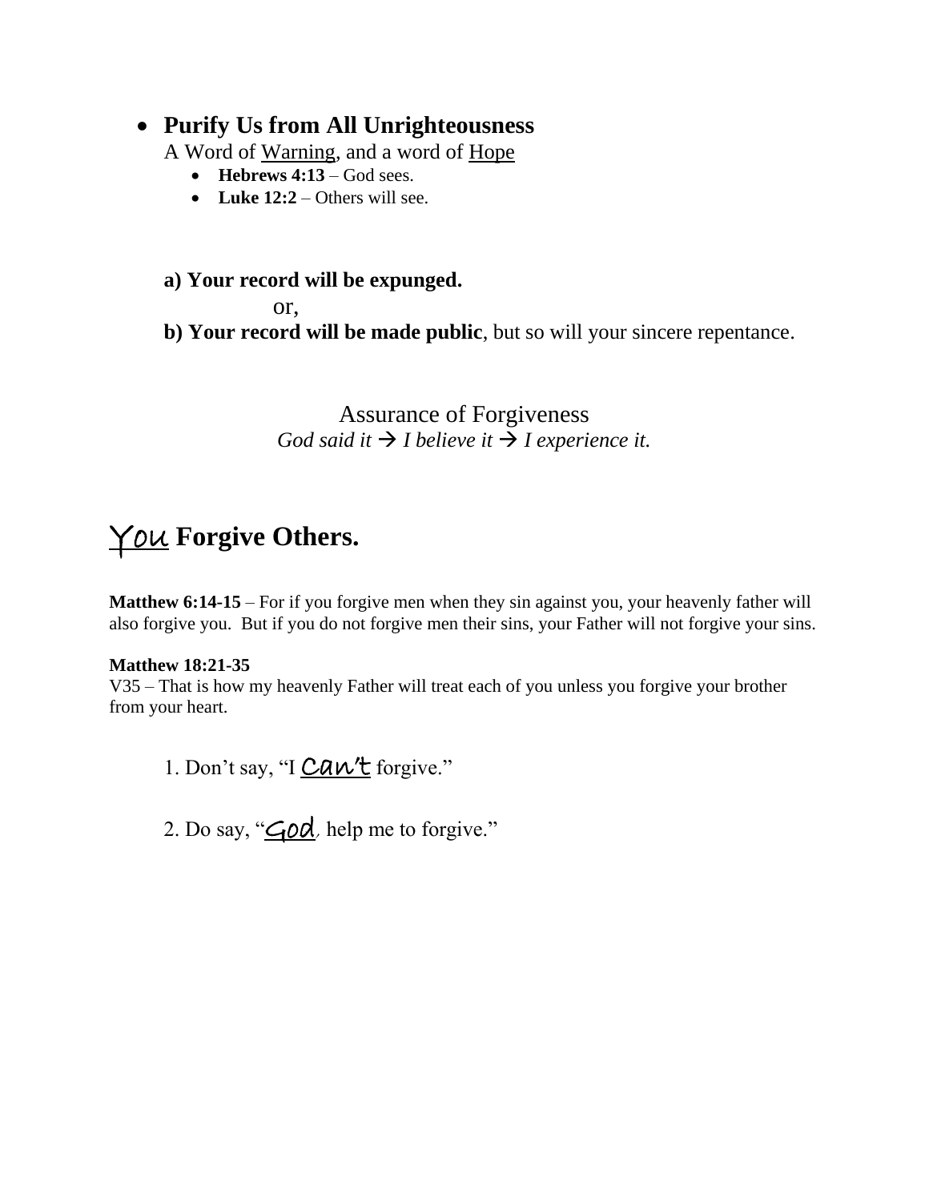- **Purify Us from All Unrighteousness**

  A Word of Warning, and a word of Hope

  - **Hebrews 4:13** – God sees.
  - **Luke 12:2** – Others will see.

**a) Your record will be expunged.**

or,

**b) Your record will be made public**, but so will your sincere repentance.

Assurance of Forgiveness

*God said it → I believe it → I experience it.*

## You Forgive Others.

**Matthew 6:14-15** – For if you forgive men when they sin against you, your heavenly father will also forgive you. But if you do not forgive men their sins, your Father will not forgive your sins.

**Matthew 18:21-35**

V35 – That is how my heavenly Father will treat each of you unless you forgive your brother from your heart.

1. Don't say, "I Can't forgive."

2. Do say, "God, help me to forgive."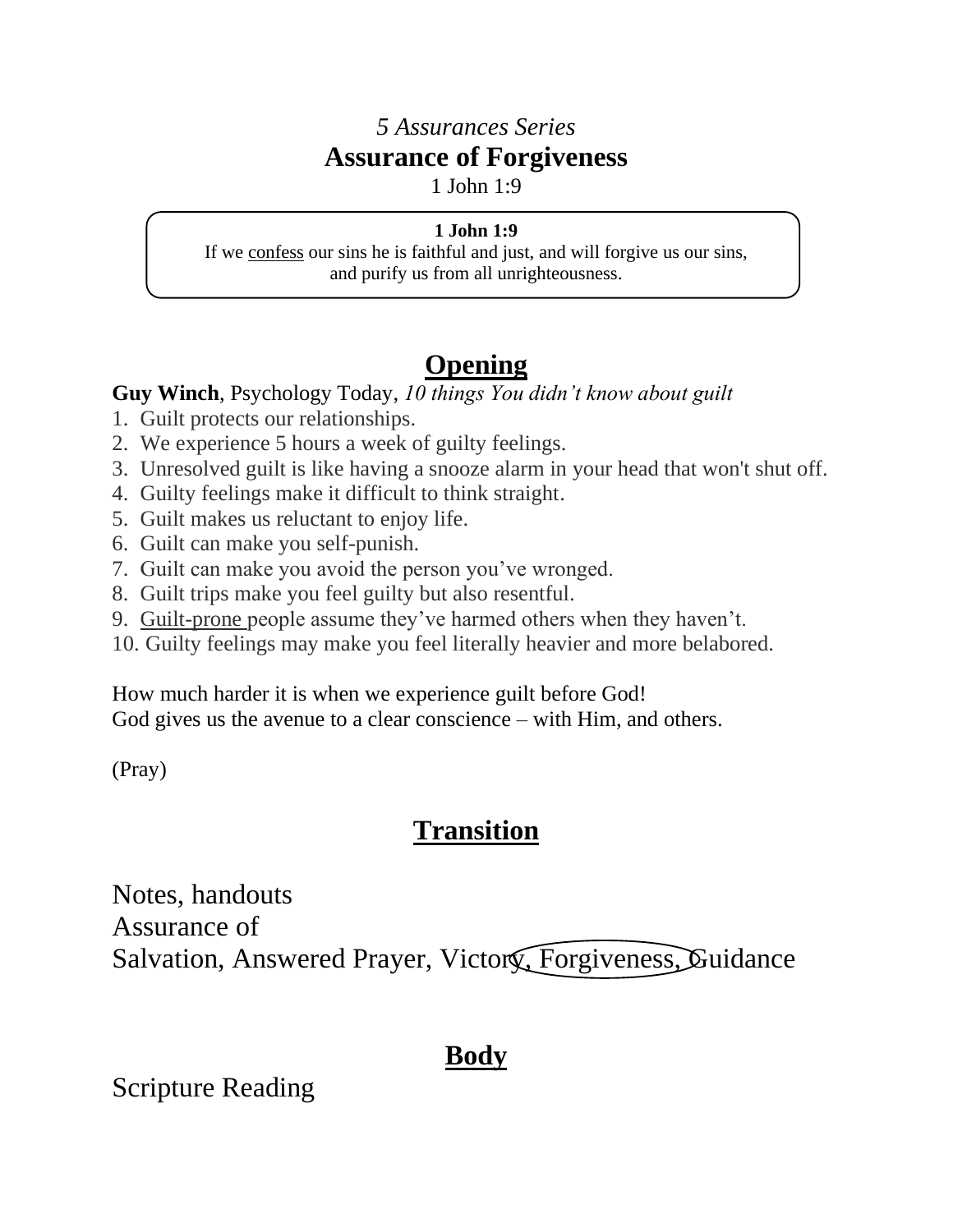*5 Assurances Series*

# Assurance of Forgiveness

1 John 1:9

> **1 John 1:9**
> If we <u>confess</u> our sins he is faithful and just, and will forgive us our sins, and purify us from all unrighteousness.

## Opening

**Guy Winch**, Psychology Today, *10 things You didn't know about guilt*

1. Guilt protects our relationships.
2. We experience 5 hours a week of guilty feelings.
3. Unresolved guilt is like having a snooze alarm in your head that won't shut off.
4. Guilty feelings make it difficult to think straight.
5. Guilt makes us reluctant to enjoy life.
6. Guilt can make you self-punish.
7. Guilt can make you avoid the person you've wronged.
8. Guilt trips make you feel guilty but also resentful.
9. <u>Guilt-prone</u> people assume they've harmed others when they haven't.
10. Guilty feelings may make you feel literally heavier and more belabored.

How much harder it is when we experience guilt before God!
God gives us the avenue to a clear conscience – with Him, and others.

(Pray)

## Transition

Notes, handouts
Assurance of
Salvation, Answered Prayer, Victory, Forgiveness, Guidance

## Body

Scripture Reading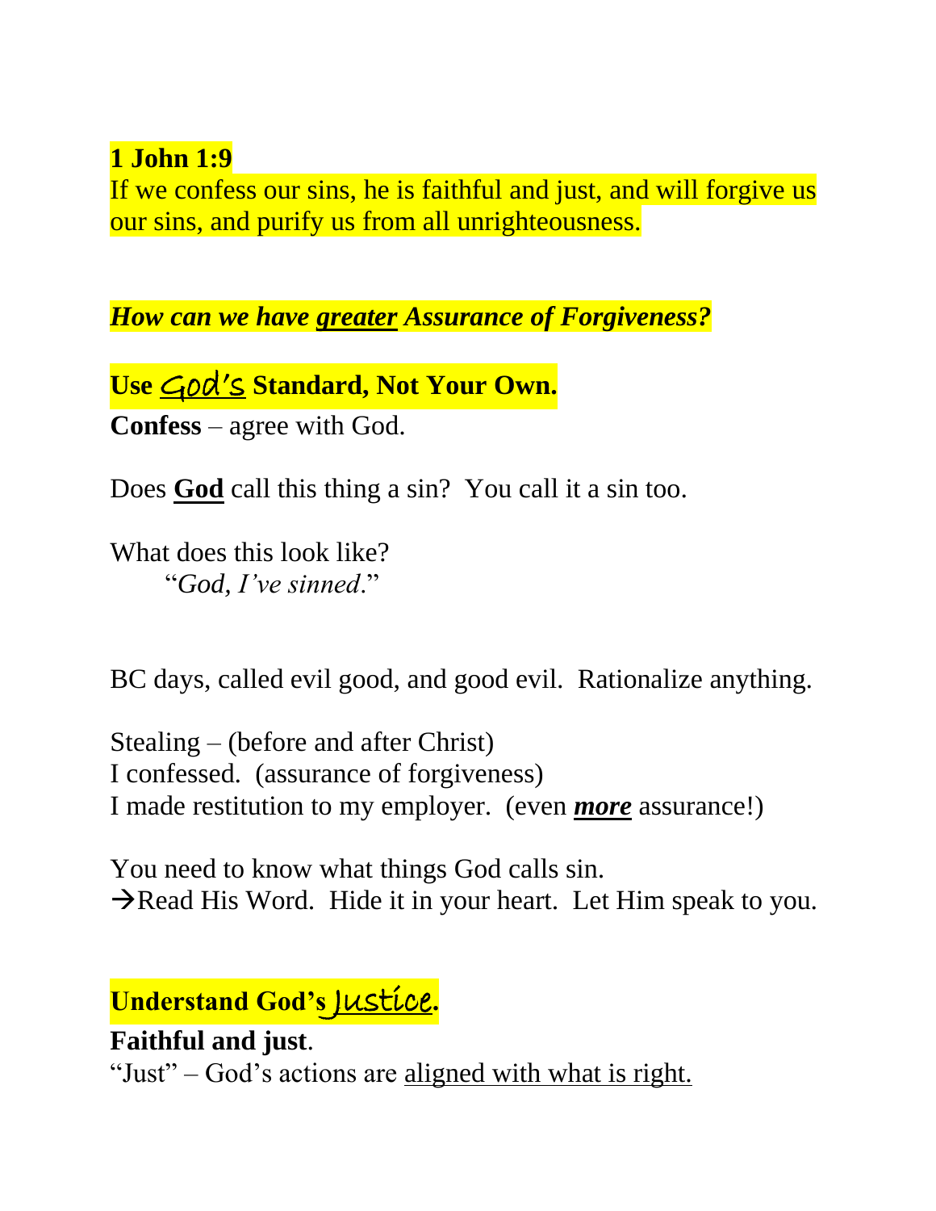**1 John 1:9**
If we confess our sins, he is faithful and just, and will forgive us our sins, and purify us from all unrighteousness.

***How can we have <u>greater</u> Assurance of Forgiveness?***

**Use <u>God's</u> Standard, Not Your Own.**

**Confess** – agree with God.

Does **<u>God</u>** call this thing a sin? You call it a sin too.

What does this look like?
"*God, I've sinned*."

BC days, called evil good, and good evil. Rationalize anything.

Stealing – (before and after Christ)
I confessed. (assurance of forgiveness)
I made restitution to my employer. (even ***<u>more</u>*** assurance!)

You need to know what things God calls sin.
→Read His Word. Hide it in your heart. Let Him speak to you.

**Understand God's <u>Justice</u>.**

**Faithful and just**.
"Just" – God's actions are <u>aligned with what is right.</u>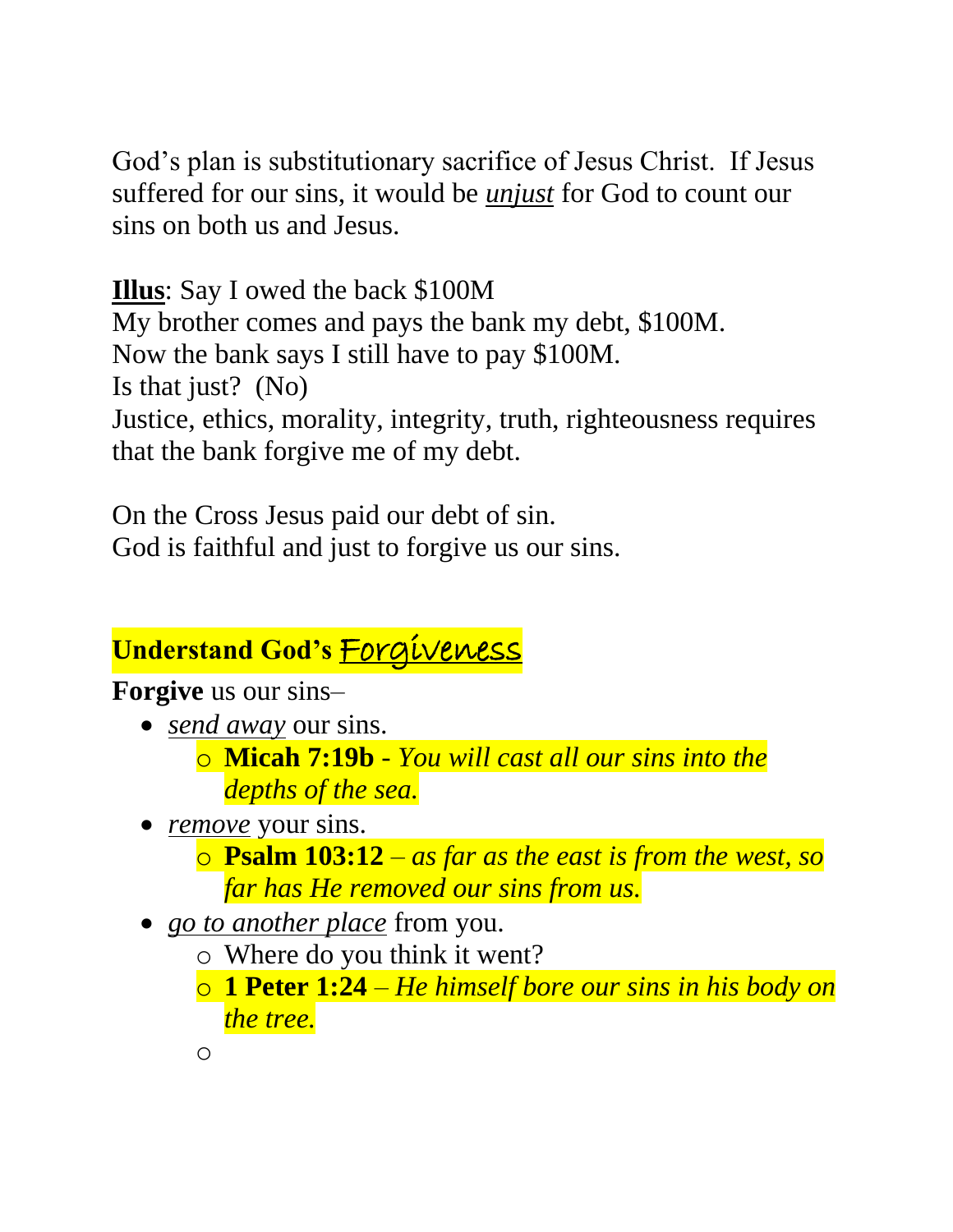God's plan is substitutionary sacrifice of Jesus Christ. If Jesus suffered for our sins, it would be ***unjust*** for God to count our sins on both us and Jesus.

**Illus**: Say I owed the back $100M
My brother comes and pays the bank my debt, $100M.
Now the bank says I still have to pay $100M.
Is that just? (No)
Justice, ethics, morality, integrity, truth, righteousness requires that the bank forgive me of my debt.

On the Cross Jesus paid our debt of sin.
God is faithful and just to forgive us our sins.

## Understand God's Forgiveness

**Forgive** us our sins–

- *send away* our sins.
  - **Micah 7:19b** - *You will cast all our sins into the depths of the sea.*
- *remove* your sins.
  - **Psalm 103:12** – *as far as the east is from the west, so far has He removed our sins from us.*
- *go to another place* from you.
  - Where do you think it went?
  - **1 Peter 1:24** – *He himself bore our sins in his body on the tree.*
  -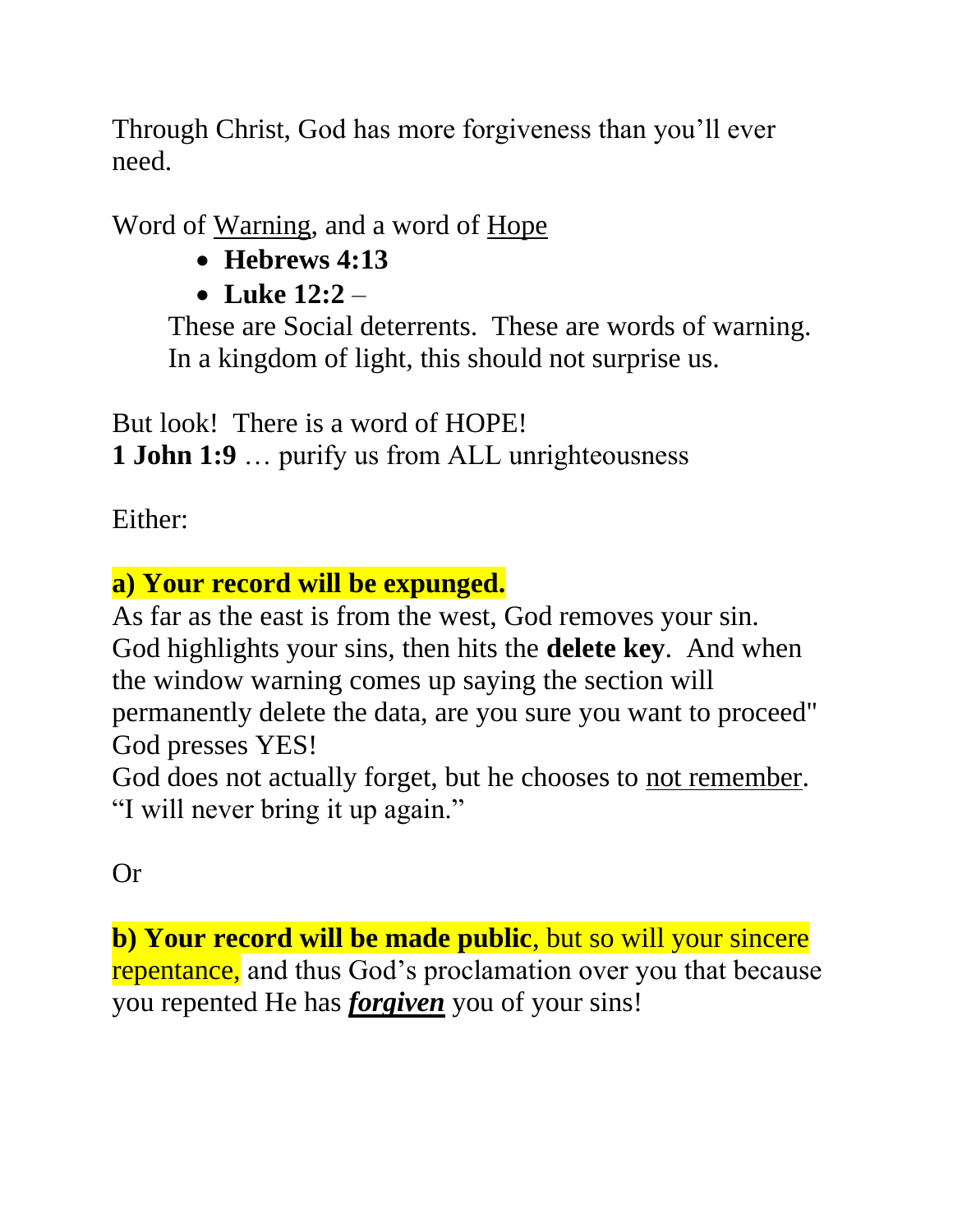Through Christ, God has more forgiveness than you'll ever need.

Word of <u>Warning</u>, and a word of <u>Hope</u>

- **Hebrews 4:13**
- **Luke 12:2** –

These are Social deterrents. These are words of warning. In a kingdom of light, this should not surprise us.

But look! There is a word of HOPE!
**1 John 1:9** … purify us from ALL unrighteousness

Either:

**a) Your record will be expunged.**
As far as the east is from the west, God removes your sin. God highlights your sins, then hits the **delete key**. And when the window warning comes up saying the section will permanently delete the data, are you sure you want to proceed" God presses YES!
God does not actually forget, but he chooses to <u>not remember</u>. "I will never bring it up again."

Or

**b) Your record will be made public**, but so will your sincere repentance, and thus God's proclamation over you that because you repented He has ***<u>forgiven</u>*** you of your sins!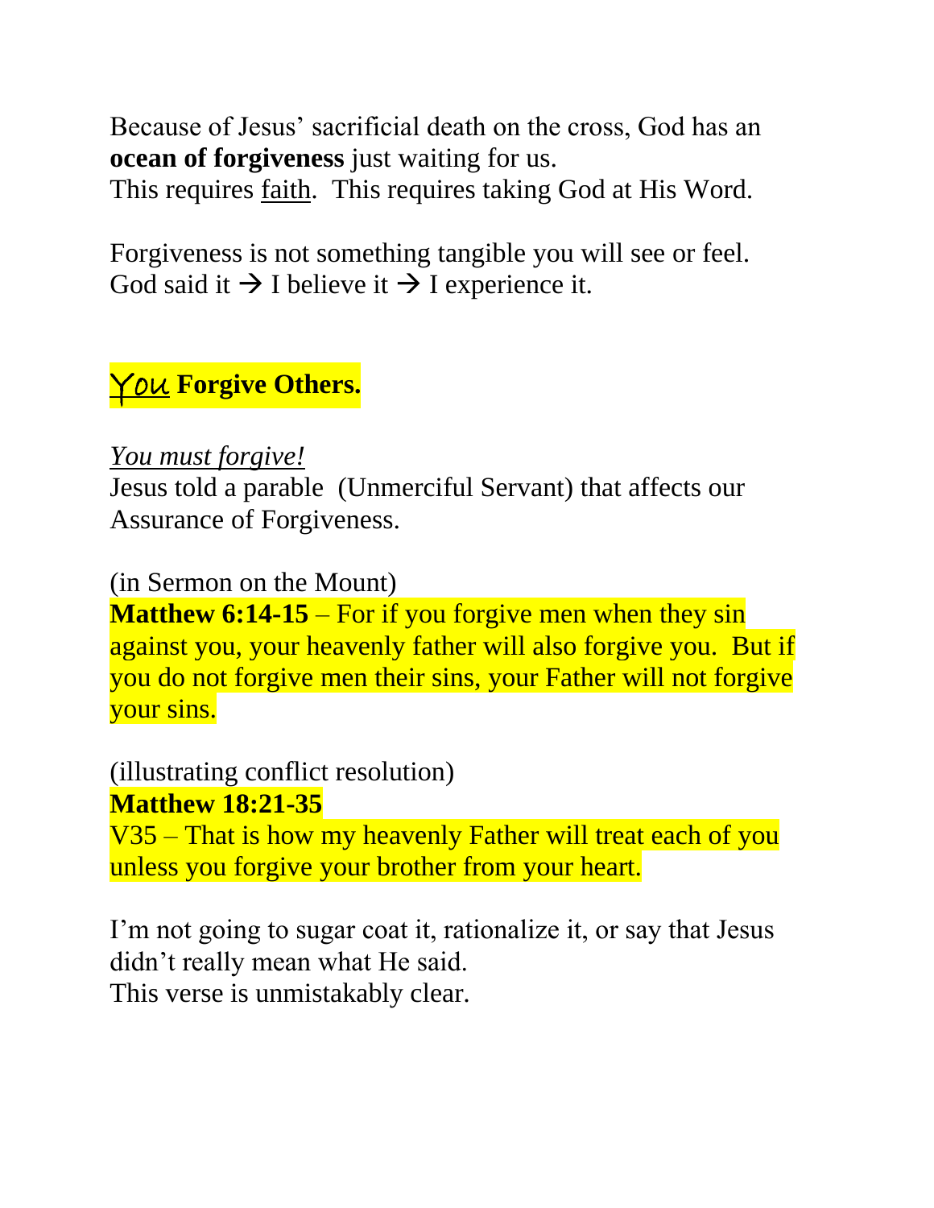Because of Jesus' sacrificial death on the cross, God has an **ocean of forgiveness** just waiting for us.
This requires faith. This requires taking God at His Word.

Forgiveness is not something tangible you will see or feel.
God said it → I believe it → I experience it.

## You Forgive Others.

*You must forgive!*
Jesus told a parable (Unmerciful Servant) that affects our Assurance of Forgiveness.

(in Sermon on the Mount)
**Matthew 6:14-15** – For if you forgive men when they sin against you, your heavenly father will also forgive you. But if you do not forgive men their sins, your Father will not forgive your sins.

(illustrating conflict resolution)
**Matthew 18:21-35**
V35 – That is how my heavenly Father will treat each of you unless you forgive your brother from your heart.

I'm not going to sugar coat it, rationalize it, or say that Jesus didn't really mean what He said.
This verse is unmistakably clear.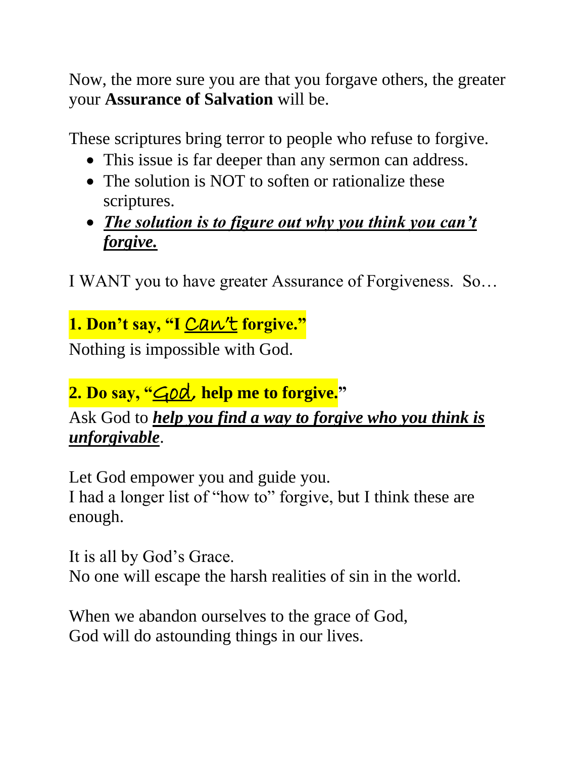Now, the more sure you are that you forgave others, the greater your **Assurance of Salvation** will be.

These scriptures bring terror to people who refuse to forgive.

- This issue is far deeper than any sermon can address.
- The solution is NOT to soften or rationalize these scriptures.
- ***The solution is to figure out why you think you can't forgive.***

I WANT you to have greater Assurance of Forgiveness. So…

**1. Don't say, "I Can't forgive."**

Nothing is impossible with God.

**2. Do say, "God, help me to forgive."**

Ask God to ***help you find a way to forgive who you think is unforgivable***.

Let God empower you and guide you.
I had a longer list of "how to" forgive, but I think these are enough.

It is all by God's Grace.
No one will escape the harsh realities of sin in the world.

When we abandon ourselves to the grace of God,
God will do astounding things in our lives.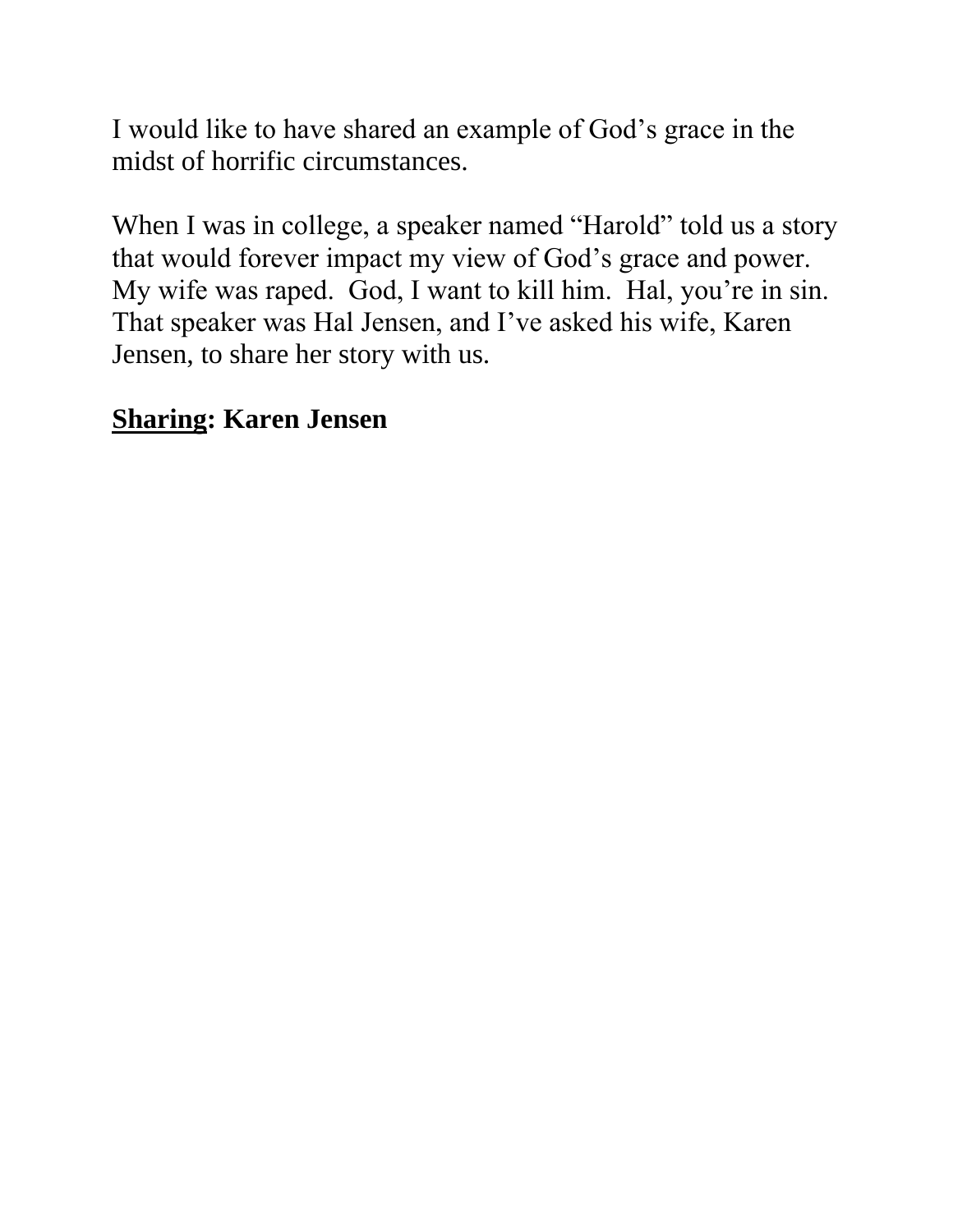I would like to have shared an example of God's grace in the midst of horrific circumstances.

When I was in college, a speaker named "Harold" told us a story that would forever impact my view of God's grace and power. My wife was raped. God, I want to kill him. Hal, you're in sin. That speaker was Hal Jensen, and I've asked his wife, Karen Jensen, to share her story with us.

**<u>Sharing</u>: Karen Jensen**